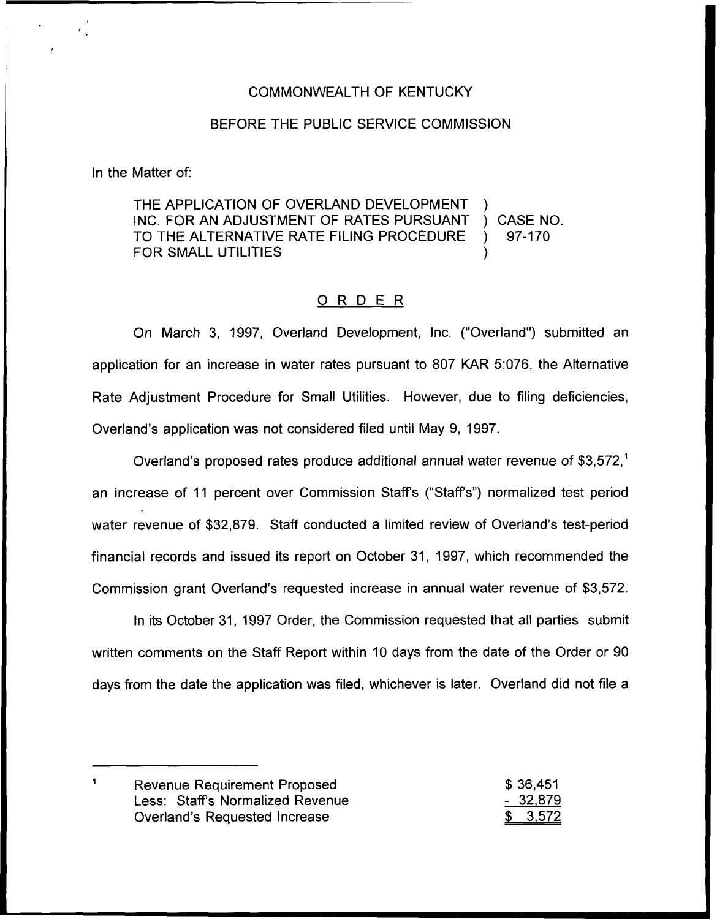COMMONWEALTH OF KENTUCKY

BEFORE THE PUBLIC SERVICE COMMISSION

In the Matter of:

| | | |
|---|---|---|
| THE APPLICATION OF OVERLAND DEVELOPMENT INC. FOR AN ADJUSTMENT OF RATES PURSUANT TO THE ALTERNATIVE RATE FILING PROCEDURE FOR SMALL UTILITIES | ) | CASE NO. 97-170 |

## ORDER

On March 3, 1997, Overland Development, Inc. ("Overland") submitted an application for an increase in water rates pursuant to 807 KAR 5:076, the Alternative Rate Adjustment Procedure for Small Utilities. However, due to filing deficiencies, Overland's application was not considered filed until May 9, 1997.

Overland's proposed rates produce additional annual water revenue of $3,572,[1] an increase of 11 percent over Commission Staff's ("Staff's") normalized test period water revenue of $32,879. Staff conducted a limited review of Overland's test-period financial records and issued its report on October 31, 1997, which recommended the Commission grant Overland's requested increase in annual water revenue of $3,572.

In its October 31, 1997 Order, the Commission requested that all parties submit written comments on the Staff Report within 10 days from the date of the Order or 90 days from the date the application was filed, whichever is later. Overland did not file a

---

[1]

| | |
|---|---|
| Revenue Requirement Proposed | $ 36,451 |
| Less: Staff's Normalized Revenue | - 32,879 |
| Overland's Requested Increase | $ 3,572 |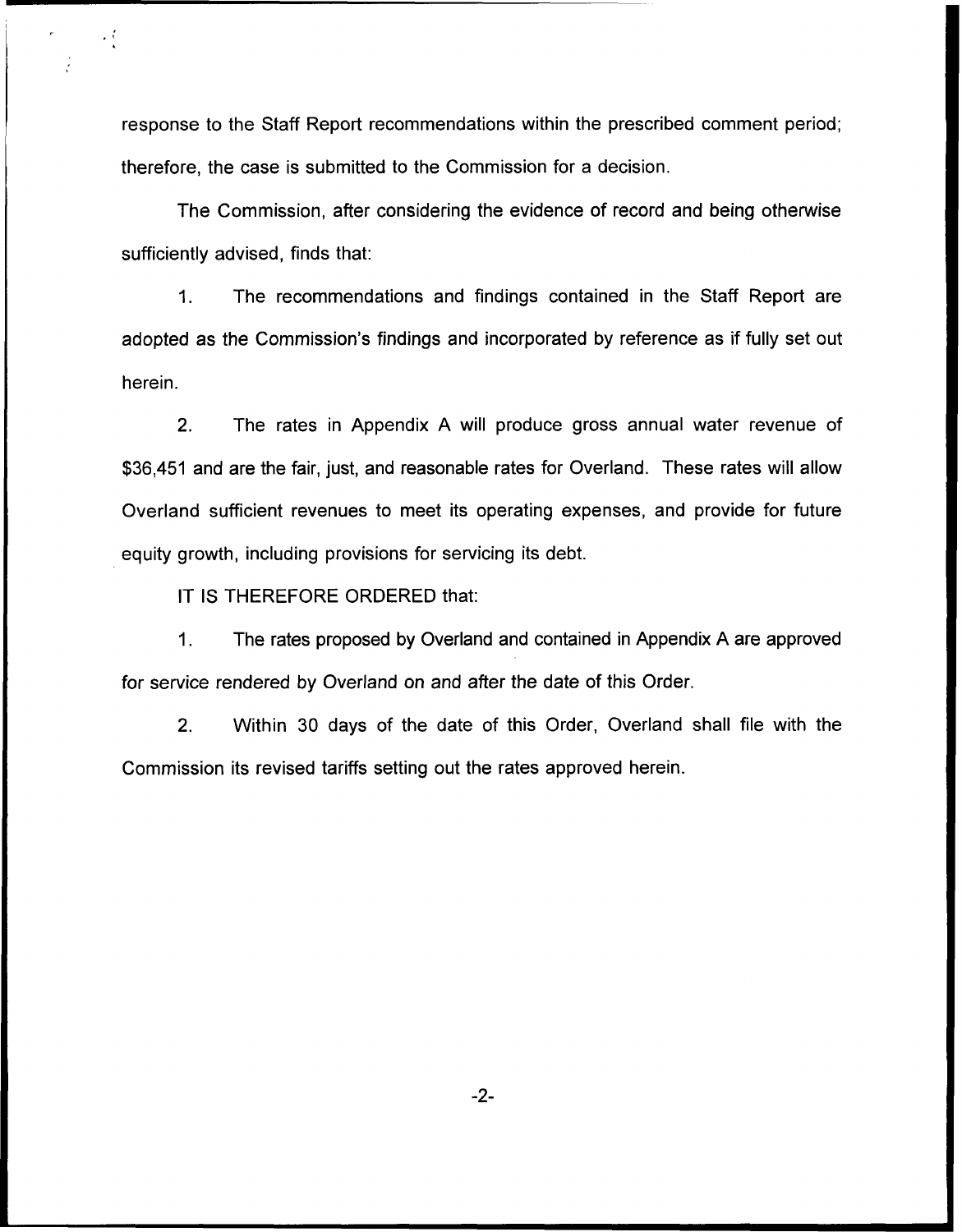response to the Staff Report recommendations within the prescribed comment period; therefore, the case is submitted to the Commission for a decision.

The Commission, after considering the evidence of record and being otherwise sufficiently advised, finds that:

1. The recommendations and findings contained in the Staff Report are adopted as the Commission's findings and incorporated by reference as if fully set out herein.

2. The rates in Appendix A will produce gross annual water revenue of $36,451 and are the fair, just, and reasonable rates for Overland. These rates will allow Overland sufficient revenues to meet its operating expenses, and provide for future equity growth, including provisions for servicing its debt.

IT IS THEREFORE ORDERED that:

1. The rates proposed by Overland and contained in Appendix A are approved for service rendered by Overland on and after the date of this Order.

2. Within 30 days of the date of this Order, Overland shall file with the Commission its revised tariffs setting out the rates approved herein.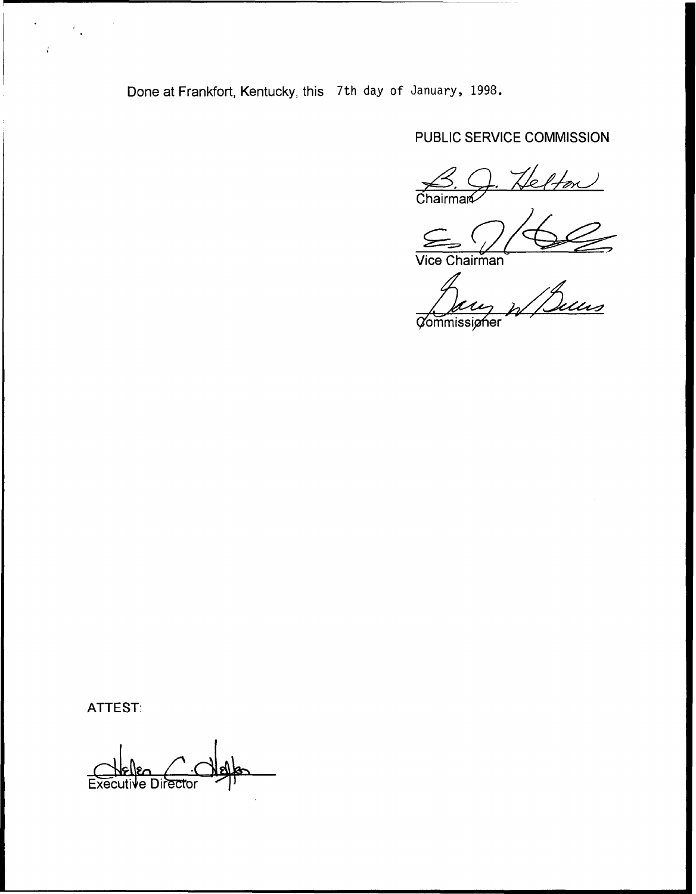Done at Frankfort, Kentucky, this 7th day of January, 1998.

PUBLIC SERVICE COMMISSION

Chairman

Vice Chairman

Commissioner

ATTEST:

Executive Director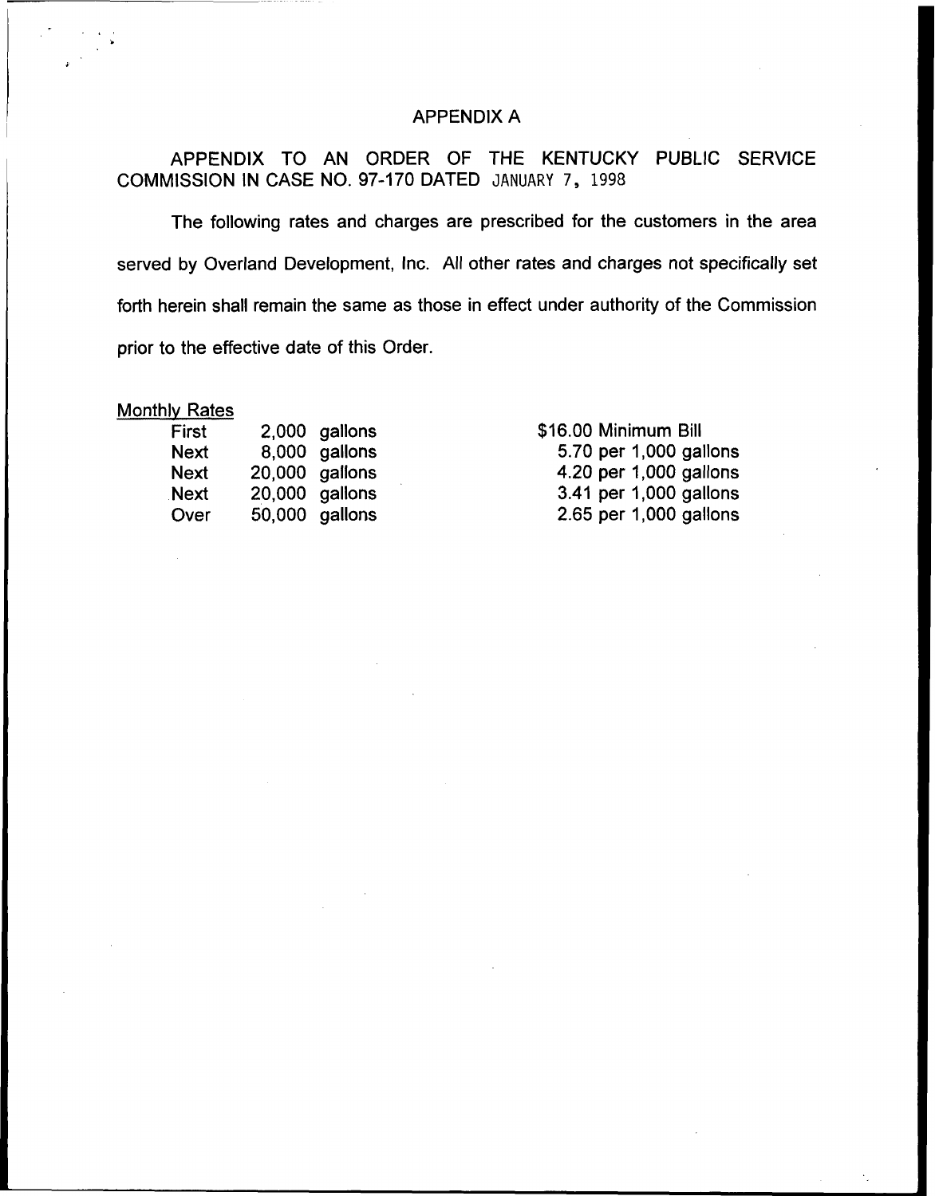# APPENDIX A

APPENDIX TO AN ORDER OF THE KENTUCKY PUBLIC SERVICE COMMISSION IN CASE NO. 97-170 DATED JANUARY 7, 1998

The following rates and charges are prescribed for the customers in the area served by Overland Development, Inc. All other rates and charges not specifically set forth herein shall remain the same as those in effect under authority of the Commission prior to the effective date of this Order.

Monthly Rates

| | | |
|---|---|---|
| First | 2,000 gallons | $16.00 Minimum Bill |
| Next | 8,000 gallons | 5.70 per 1,000 gallons |
| Next | 20,000 gallons | 4.20 per 1,000 gallons |
| Next | 20,000 gallons | 3.41 per 1,000 gallons |
| Over | 50,000 gallons | 2.65 per 1,000 gallons |